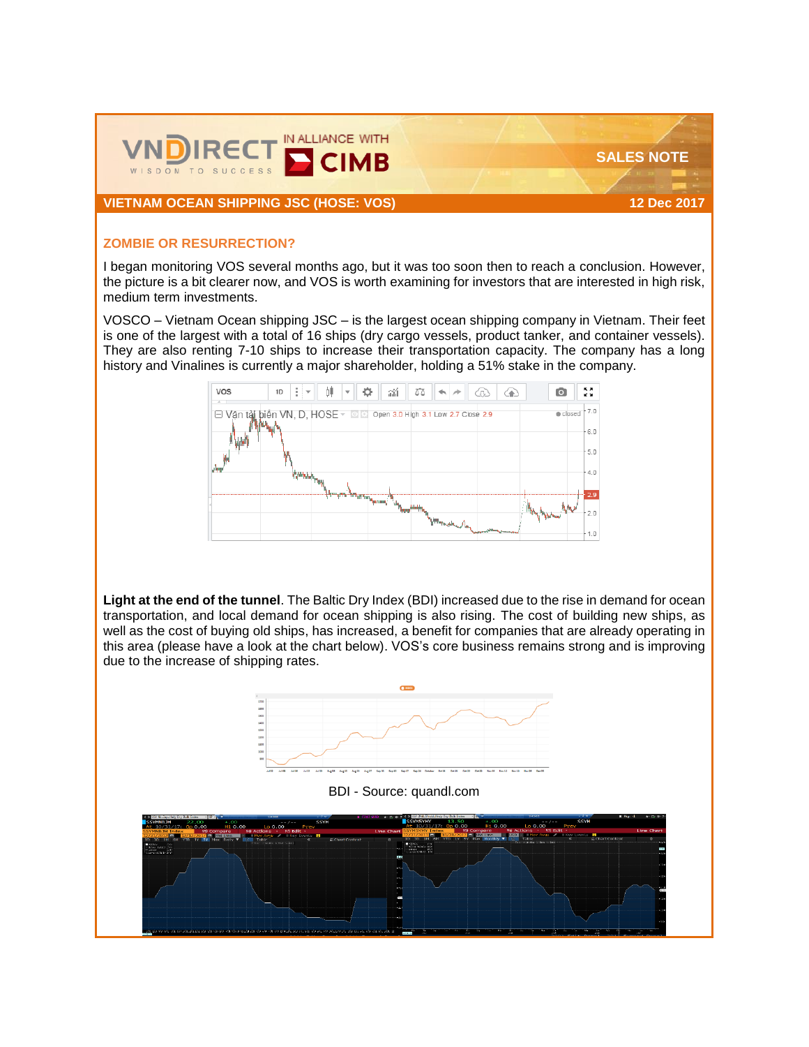VNDIRECT — WISDOM TO SUCCESS | IN ALLIANCE WITH CIMB

SALES NOTE

**VIETNAM OCEAN SHIPPING JSC (HOSE: VOS)** — 12 Dec 2017

## ZOMBIE OR RESURRECTION?

I began monitoring VOS several months ago, but it was too soon then to reach a conclusion. However, the picture is a bit clearer now, and VOS is worth examining for investors that are interested in high risk, medium term investments.

VOSCO – Vietnam Ocean shipping JSC – is the largest ocean shipping company in Vietnam. Their feet is one of the largest with a total of 16 ships (dry cargo vessels, product tanker, and container vessels). They are also renting 7-10 ships to increase their transportation capacity. The company has a long history and Vinalines is currently a major shareholder, holding a 51% stake in the company.

**Light at the end of the tunnel**. The Baltic Dry Index (BDI) increased due to the rise in demand for ocean transportation, and local demand for ocean shipping is also rising. The cost of building new ships, as well as the cost of buying old ships, has increased, a benefit for companies that are already operating in this area (please have a look at the chart below). VOS's core business remains strong and is improving due to the increase of shipping rates.

BDI - Source: quandl.com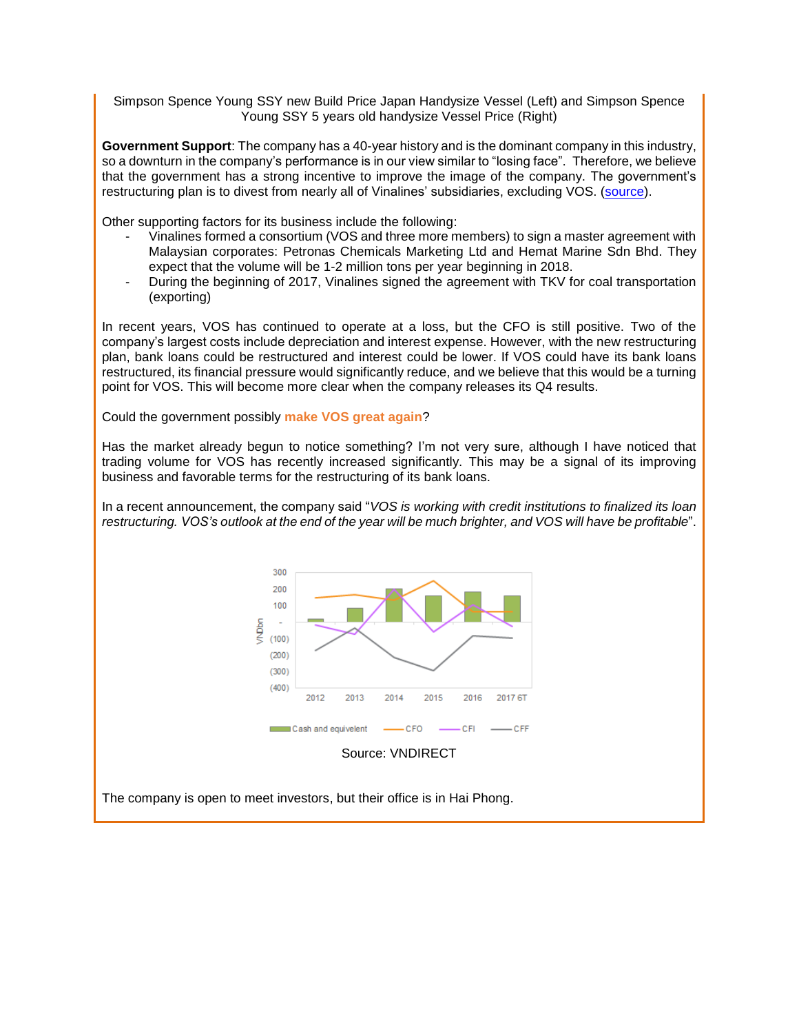Simpson Spence Young SSY new Build Price Japan Handysize Vessel (Left) and Simpson Spence Young SSY 5 years old handysize Vessel Price (Right)

**Government Support**: The company has a 40-year history and is the dominant company in this industry, so a downturn in the company's performance is in our view similar to "losing face". Therefore, we believe that the government has a strong incentive to improve the image of the company. The government's restructuring plan is to divest from nearly all of Vinalines' subsidiaries, excluding VOS. (source).

Other supporting factors for its business include the following:

- Vinalines formed a consortium (VOS and three more members) to sign a master agreement with Malaysian corporates: Petronas Chemicals Marketing Ltd and Hemat Marine Sdn Bhd. They expect that the volume will be 1-2 million tons per year beginning in 2018.
- During the beginning of 2017, Vinalines signed the agreement with TKV for coal transportation (exporting)

In recent years, VOS has continued to operate at a loss, but the CFO is still positive. Two of the company's largest costs include depreciation and interest expense. However, with the new restructuring plan, bank loans could be restructured and interest could be lower. If VOS could have its bank loans restructured, its financial pressure would significantly reduce, and we believe that this would be a turning point for VOS. This will become more clear when the company releases its Q4 results.

Could the government possibly **make VOS great again**?

Has the market already begun to notice something? I'm not very sure, although I have noticed that trading volume for VOS has recently increased significantly. This may be a signal of its improving business and favorable terms for the restructuring of its bank loans.

In a recent announcement, the company said "*VOS is working with credit institutions to finalized its loan restructuring. VOS's outlook at the end of the year will be much brighter, and VOS will have be profitable*".

Source: VNDIRECT

The company is open to meet investors, but their office is in Hai Phong.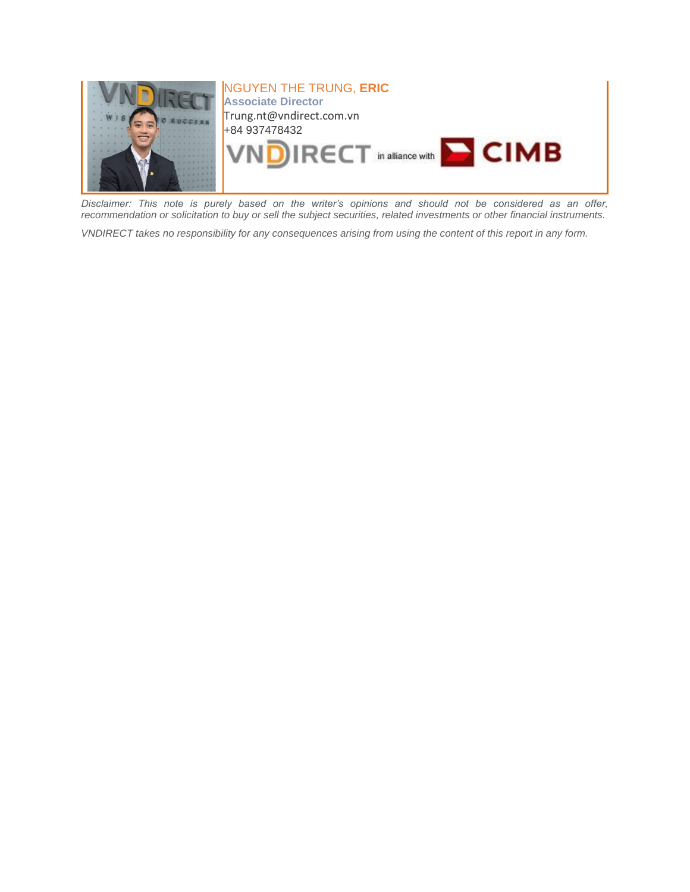NGUYEN THE TRUNG, **ERIC**

**Associate Director**

Trung.nt@vndirect.com.vn

+84 937478432

VNDIRECT in alliance with CIMB

*Disclaimer: This note is purely based on the writer's opinions and should not be considered as an offer, recommendation or solicitation to buy or sell the subject securities, related investments or other financial instruments.*

*VNDIRECT takes no responsibility for any consequences arising from using the content of this report in any form.*